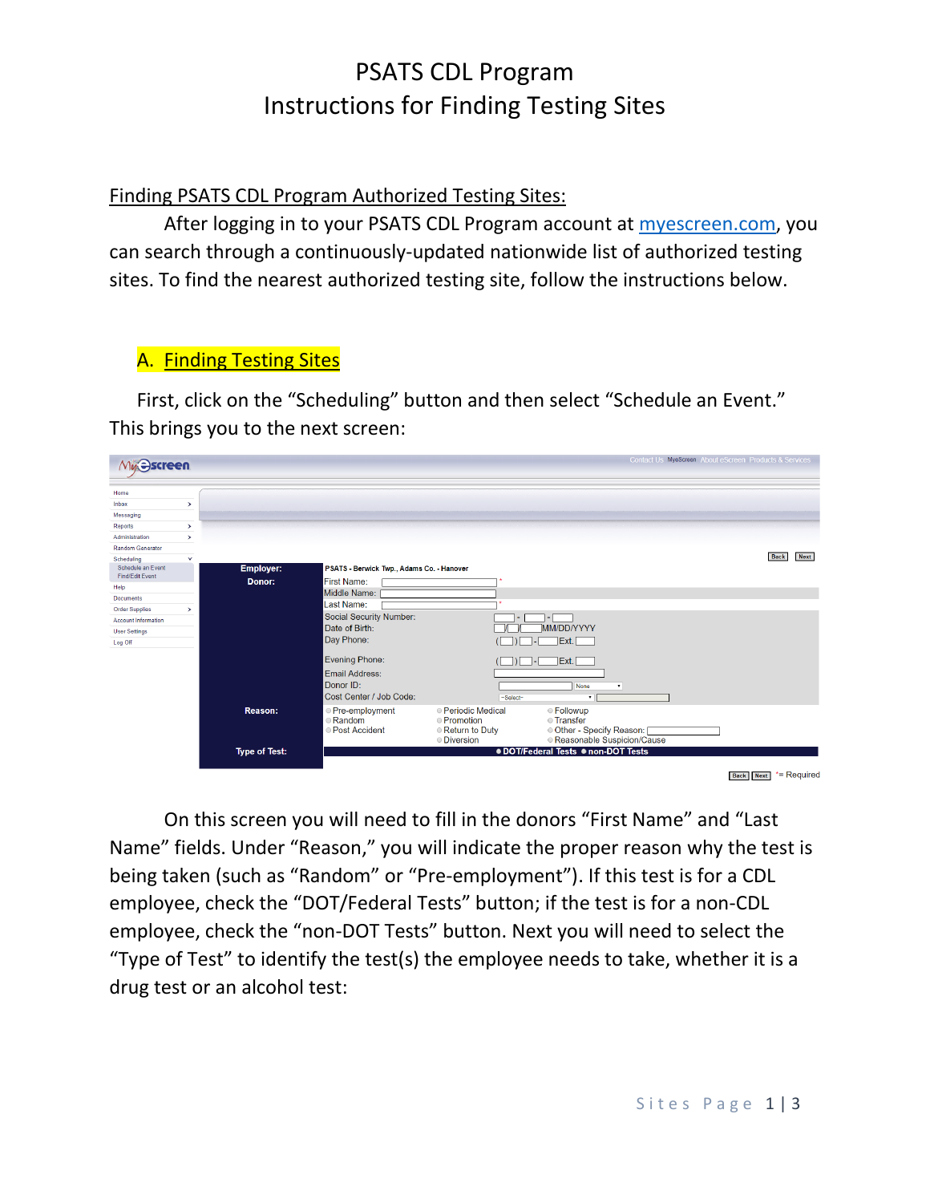# PSATS CDL Program
# Instructions for Finding Testing Sites

Finding PSATS CDL Program Authorized Testing Sites:

After logging in to your PSATS CDL Program account at myescreen.com, you can search through a continuously-updated nationwide list of authorized testing sites. To find the nearest authorized testing site, follow the instructions below.

## A. Finding Testing Sites

First, click on the "Scheduling" button and then select "Schedule an Event." This brings you to the next screen:

On this screen you will need to fill in the donors "First Name" and "Last Name" fields. Under "Reason," you will indicate the proper reason why the test is being taken (such as "Random" or "Pre-employment"). If this test is for a CDL employee, check the "DOT/Federal Tests" button; if the test is for a non-CDL employee, check the "non-DOT Tests" button. Next you will need to select the "Type of Test" to identify the test(s) the employee needs to take, whether it is a drug test or an alcohol test: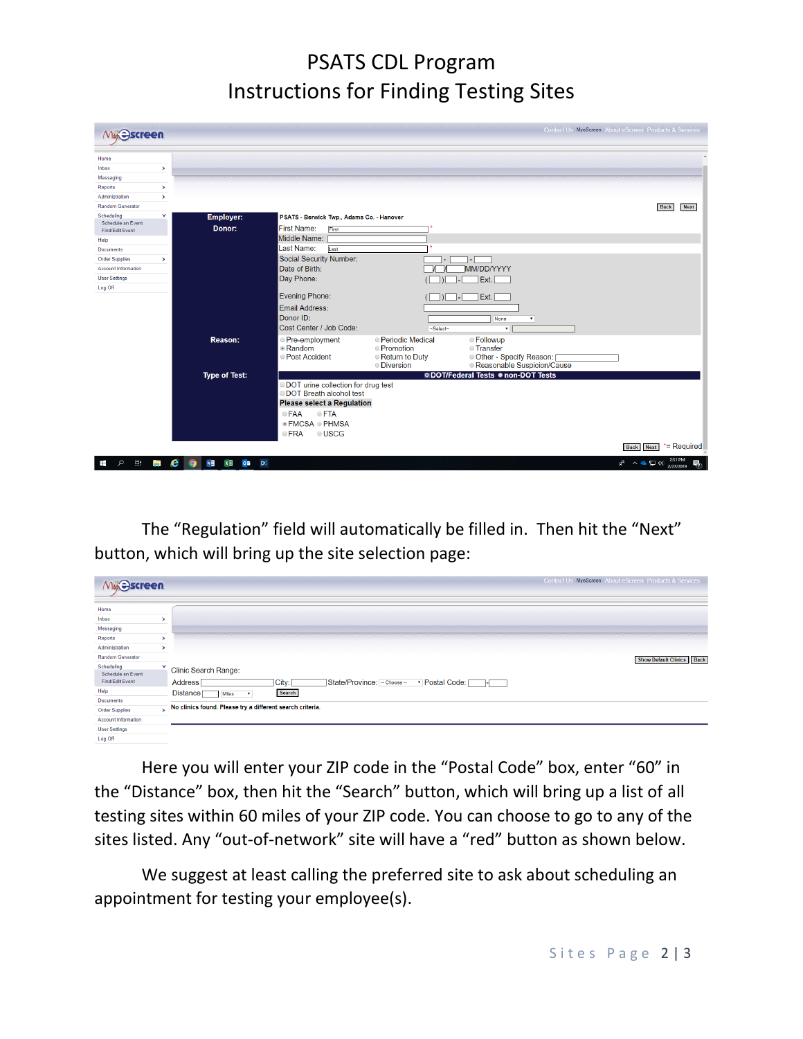# PSATS CDL Program
# Instructions for Finding Testing Sites

The "Regulation" field will automatically be filled in. Then hit the "Next" button, which will bring up the site selection page:

Here you will enter your ZIP code in the "Postal Code" box, enter "60" in the "Distance" box, then hit the "Search" button, which will bring up a list of all testing sites within 60 miles of your ZIP code. You can choose to go to any of the sites listed. Any "out-of-network" site will have a "red" button as shown below.

We suggest at least calling the preferred site to ask about scheduling an appointment for testing your employee(s).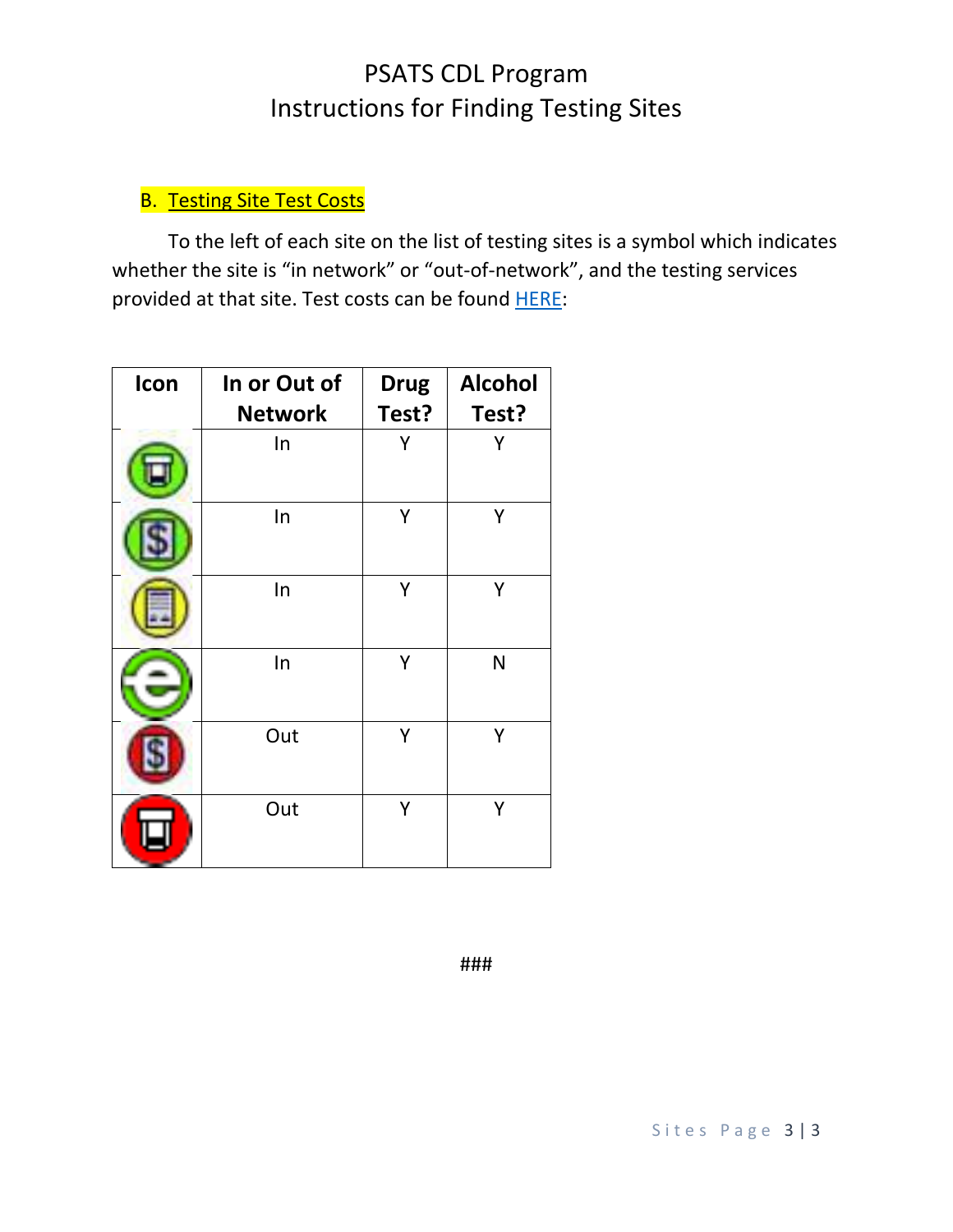# PSATS CDL Program
# Instructions for Finding Testing Sites

## B. Testing Site Test Costs

To the left of each site on the list of testing sites is a symbol which indicates whether the site is "in network" or "out-of-network", and the testing services provided at that site. Test costs can be found HERE:

| Icon | In or Out of Network | Drug Test? | Alcohol Test? |
|---|---|---|---|
| | In | Y | Y |
| | In | Y | Y |
| | In | Y | Y |
| | In | Y | N |
| | Out | Y | Y |
| | Out | Y | Y |

###